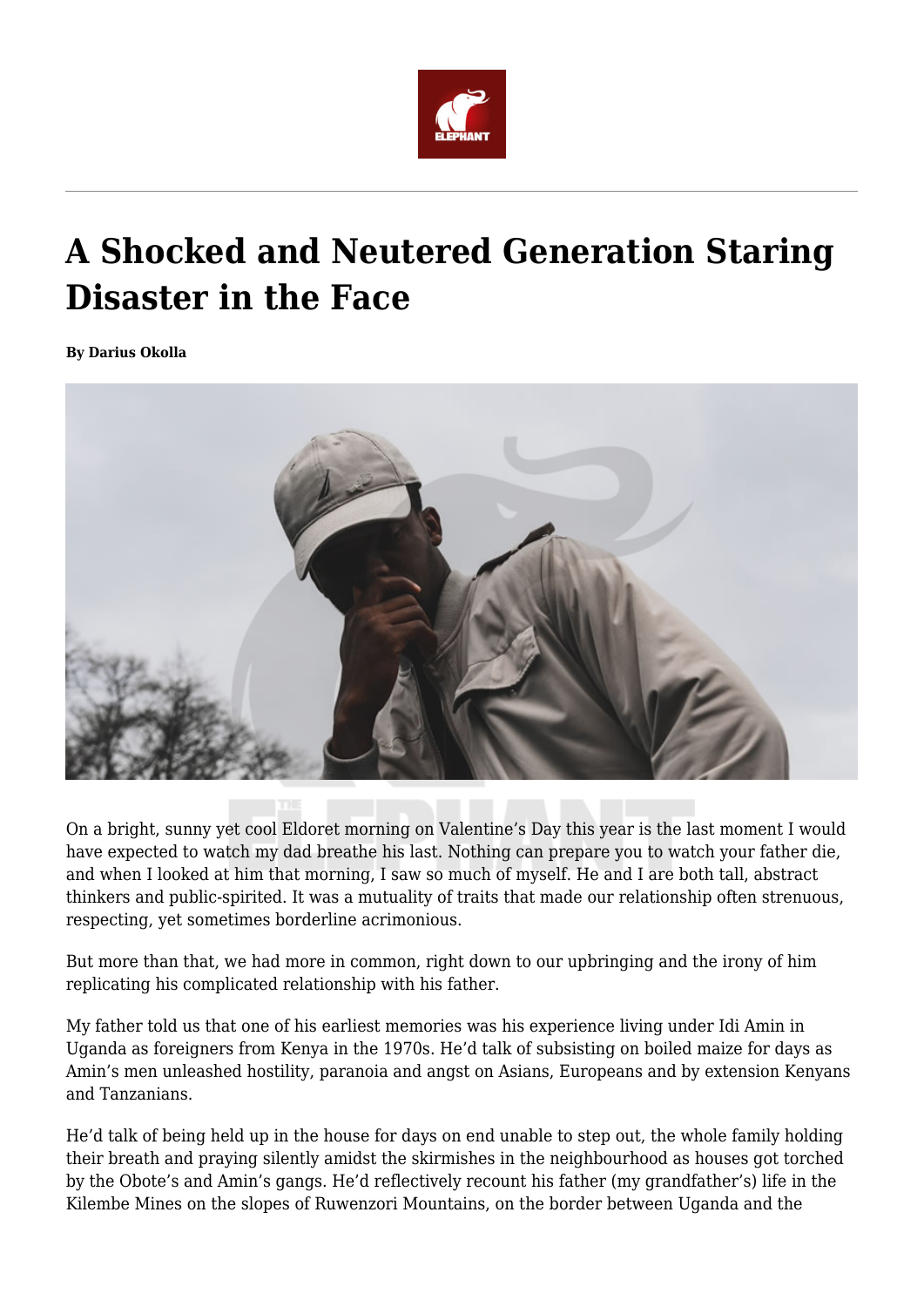# A Shocked and Neutered Generation Staring Disaster in the Face

**By Darius Okolla**

On a bright, sunny yet cool Eldoret morning on Valentine's Day this year is the last moment I would have expected to watch my dad breathe his last. Nothing can prepare you to watch your father die, and when I looked at him that morning, I saw so much of myself. He and I are both tall, abstract thinkers and public-spirited. It was a mutuality of traits that made our relationship often strenuous, respecting, yet sometimes borderline acrimonious.

But more than that, we had more in common, right down to our upbringing and the irony of him replicating his complicated relationship with his father.

My father told us that one of his earliest memories was his experience living under Idi Amin in Uganda as foreigners from Kenya in the 1970s. He'd talk of subsisting on boiled maize for days as Amin's men unleashed hostility, paranoia and angst on Asians, Europeans and by extension Kenyans and Tanzanians.

He'd talk of being held up in the house for days on end unable to step out, the whole family holding their breath and praying silently amidst the skirmishes in the neighbourhood as houses got torched by the Obote's and Amin's gangs. He'd reflectively recount his father (my grandfather's) life in the Kilembe Mines on the slopes of Ruwenzori Mountains, on the border between Uganda and the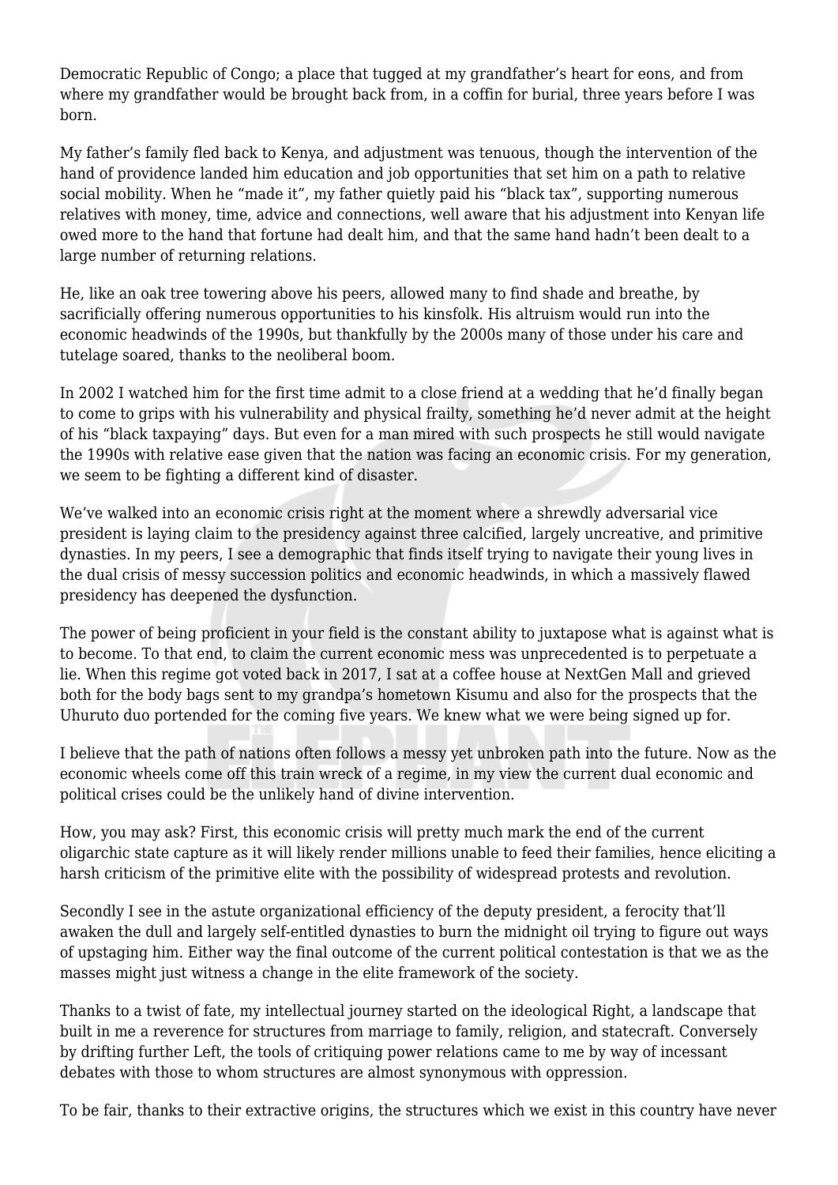Democratic Republic of Congo; a place that tugged at my grandfather's heart for eons, and from where my grandfather would be brought back from, in a coffin for burial, three years before I was born.

My father's family fled back to Kenya, and adjustment was tenuous, though the intervention of the hand of providence landed him education and job opportunities that set him on a path to relative social mobility. When he "made it", my father quietly paid his "black tax", supporting numerous relatives with money, time, advice and connections, well aware that his adjustment into Kenyan life owed more to the hand that fortune had dealt him, and that the same hand hadn't been dealt to a large number of returning relations.

He, like an oak tree towering above his peers, allowed many to find shade and breathe, by sacrificially offering numerous opportunities to his kinsfolk. His altruism would run into the economic headwinds of the 1990s, but thankfully by the 2000s many of those under his care and tutelage soared, thanks to the neoliberal boom.

In 2002 I watched him for the first time admit to a close friend at a wedding that he'd finally began to come to grips with his vulnerability and physical frailty, something he'd never admit at the height of his "black taxpaying" days. But even for a man mired with such prospects he still would navigate the 1990s with relative ease given that the nation was facing an economic crisis. For my generation, we seem to be fighting a different kind of disaster.

We've walked into an economic crisis right at the moment where a shrewdly adversarial vice president is laying claim to the presidency against three calcified, largely uncreative, and primitive dynasties. In my peers, I see a demographic that finds itself trying to navigate their young lives in the dual crisis of messy succession politics and economic headwinds, in which a massively flawed presidency has deepened the dysfunction.

The power of being proficient in your field is the constant ability to juxtapose what is against what is to become. To that end, to claim the current economic mess was unprecedented is to perpetuate a lie. When this regime got voted back in 2017, I sat at a coffee house at NextGen Mall and grieved both for the body bags sent to my grandpa's hometown Kisumu and also for the prospects that the Uhuruto duo portended for the coming five years. We knew what we were being signed up for.

I believe that the path of nations often follows a messy yet unbroken path into the future. Now as the economic wheels come off this train wreck of a regime, in my view the current dual economic and political crises could be the unlikely hand of divine intervention.

How, you may ask? First, this economic crisis will pretty much mark the end of the current oligarchic state capture as it will likely render millions unable to feed their families, hence eliciting a harsh criticism of the primitive elite with the possibility of widespread protests and revolution.

Secondly I see in the astute organizational efficiency of the deputy president, a ferocity that'll awaken the dull and largely self-entitled dynasties to burn the midnight oil trying to figure out ways of upstaging him. Either way the final outcome of the current political contestation is that we as the masses might just witness a change in the elite framework of the society.

Thanks to a twist of fate, my intellectual journey started on the ideological Right, a landscape that built in me a reverence for structures from marriage to family, religion, and statecraft. Conversely by drifting further Left, the tools of critiquing power relations came to me by way of incessant debates with those to whom structures are almost synonymous with oppression.

To be fair, thanks to their extractive origins, the structures which we exist in this country have never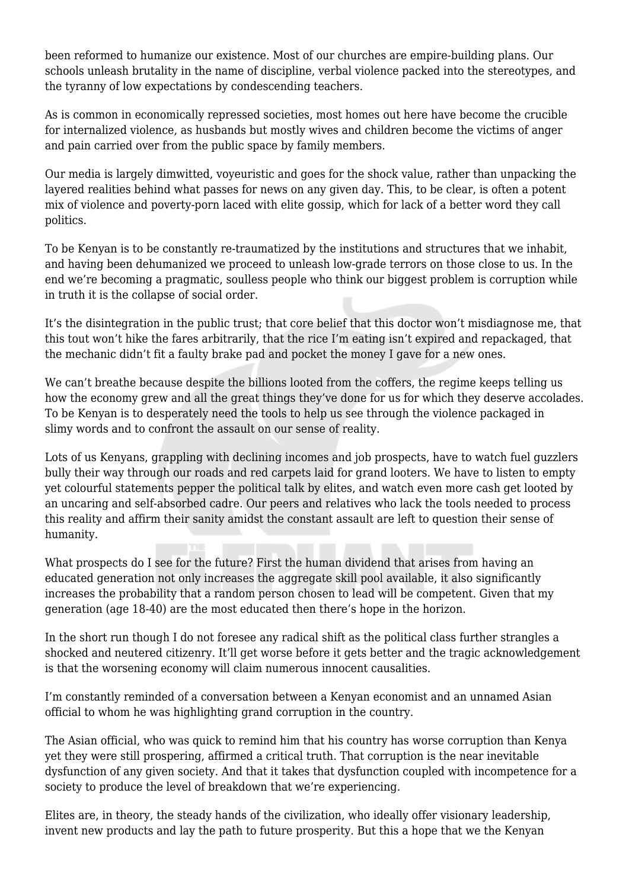been reformed to humanize our existence. Most of our churches are empire-building plans. Our schools unleash brutality in the name of discipline, verbal violence packed into the stereotypes, and the tyranny of low expectations by condescending teachers.

As is common in economically repressed societies, most homes out here have become the crucible for internalized violence, as husbands but mostly wives and children become the victims of anger and pain carried over from the public space by family members.

Our media is largely dimwitted, voyeuristic and goes for the shock value, rather than unpacking the layered realities behind what passes for news on any given day. This, to be clear, is often a potent mix of violence and poverty-porn laced with elite gossip, which for lack of a better word they call politics.

To be Kenyan is to be constantly re-traumatized by the institutions and structures that we inhabit, and having been dehumanized we proceed to unleash low-grade terrors on those close to us. In the end we're becoming a pragmatic, soulless people who think our biggest problem is corruption while in truth it is the collapse of social order.

It's the disintegration in the public trust; that core belief that this doctor won't misdiagnose me, that this tout won't hike the fares arbitrarily, that the rice I'm eating isn't expired and repackaged, that the mechanic didn't fit a faulty brake pad and pocket the money I gave for a new ones.

We can't breathe because despite the billions looted from the coffers, the regime keeps telling us how the economy grew and all the great things they've done for us for which they deserve accolades. To be Kenyan is to desperately need the tools to help us see through the violence packaged in slimy words and to confront the assault on our sense of reality.

Lots of us Kenyans, grappling with declining incomes and job prospects, have to watch fuel guzzlers bully their way through our roads and red carpets laid for grand looters. We have to listen to empty yet colourful statements pepper the political talk by elites, and watch even more cash get looted by an uncaring and self-absorbed cadre. Our peers and relatives who lack the tools needed to process this reality and affirm their sanity amidst the constant assault are left to question their sense of humanity.

What prospects do I see for the future? First the human dividend that arises from having an educated generation not only increases the aggregate skill pool available, it also significantly increases the probability that a random person chosen to lead will be competent. Given that my generation (age 18-40) are the most educated then there's hope in the horizon.

In the short run though I do not foresee any radical shift as the political class further strangles a shocked and neutered citizenry. It'll get worse before it gets better and the tragic acknowledgement is that the worsening economy will claim numerous innocent causalities.

I'm constantly reminded of a conversation between a Kenyan economist and an unnamed Asian official to whom he was highlighting grand corruption in the country.

The Asian official, who was quick to remind him that his country has worse corruption than Kenya yet they were still prospering, affirmed a critical truth. That corruption is the near inevitable dysfunction of any given society. And that it takes that dysfunction coupled with incompetence for a society to produce the level of breakdown that we're experiencing.

Elites are, in theory, the steady hands of the civilization, who ideally offer visionary leadership, invent new products and lay the path to future prosperity. But this a hope that we the Kenyan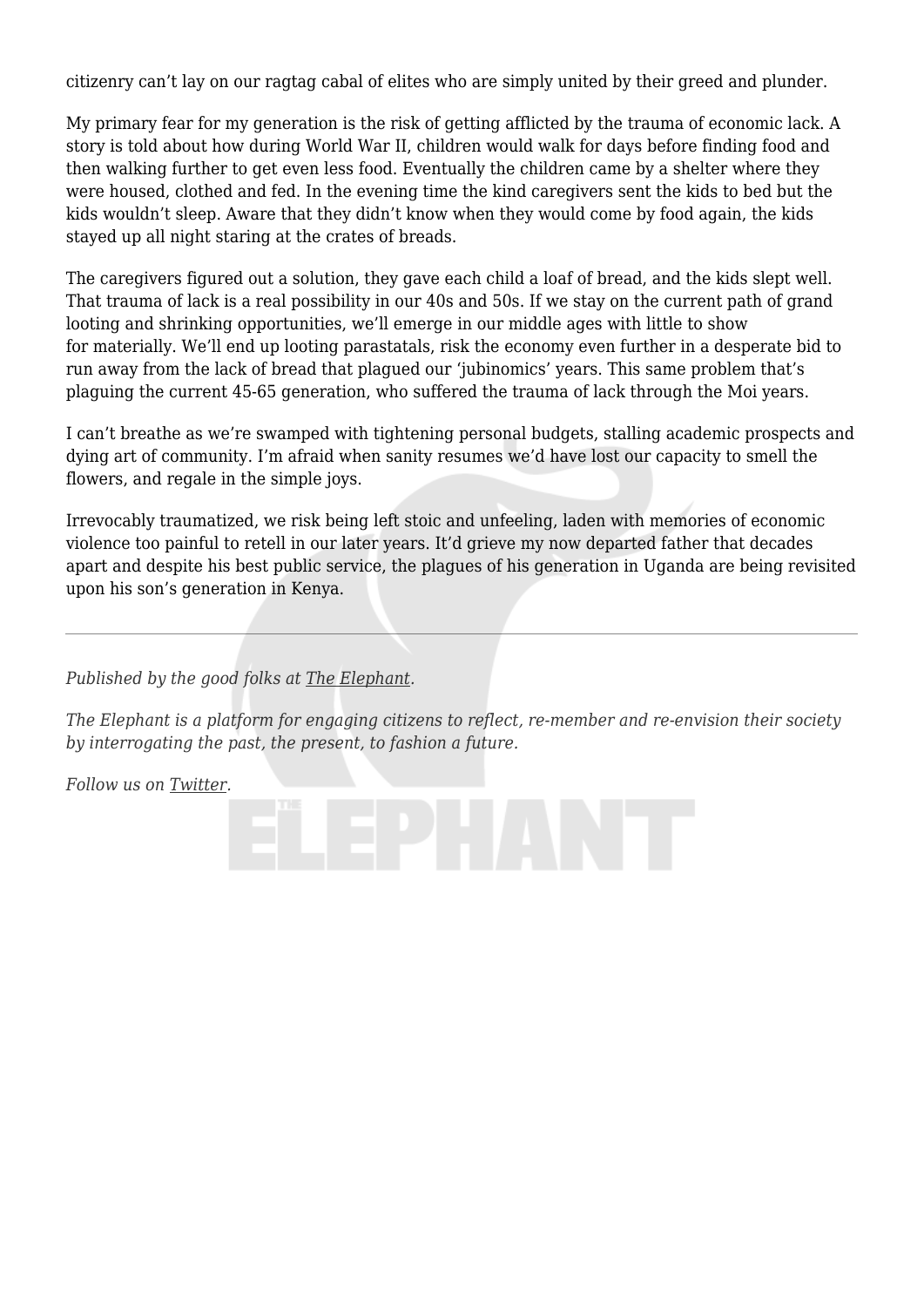citizenry can't lay on our ragtag cabal of elites who are simply united by their greed and plunder.

My primary fear for my generation is the risk of getting afflicted by the trauma of economic lack. A story is told about how during World War II, children would walk for days before finding food and then walking further to get even less food. Eventually the children came by a shelter where they were housed, clothed and fed. In the evening time the kind caregivers sent the kids to bed but the kids wouldn't sleep. Aware that they didn't know when they would come by food again, the kids stayed up all night staring at the crates of breads.

The caregivers figured out a solution, they gave each child a loaf of bread, and the kids slept well. That trauma of lack is a real possibility in our 40s and 50s. If we stay on the current path of grand looting and shrinking opportunities, we'll emerge in our middle ages with little to show for materially. We'll end up looting parastatals, risk the economy even further in a desperate bid to run away from the lack of bread that plagued our 'jubinomics' years. This same problem that's plaguing the current 45-65 generation, who suffered the trauma of lack through the Moi years.

I can't breathe as we're swamped with tightening personal budgets, stalling academic prospects and dying art of community. I'm afraid when sanity resumes we'd have lost our capacity to smell the flowers, and regale in the simple joys.

Irrevocably traumatized, we risk being left stoic and unfeeling, laden with memories of economic violence too painful to retell in our later years. It'd grieve my now departed father that decades apart and despite his best public service, the plagues of his generation in Uganda are being revisited upon his son's generation in Kenya.

---

*Published by the good folks at The Elephant.*

*The Elephant is a platform for engaging citizens to reflect, re-member and re-envision their society by interrogating the past, the present, to fashion a future.*

*Follow us on Twitter.*